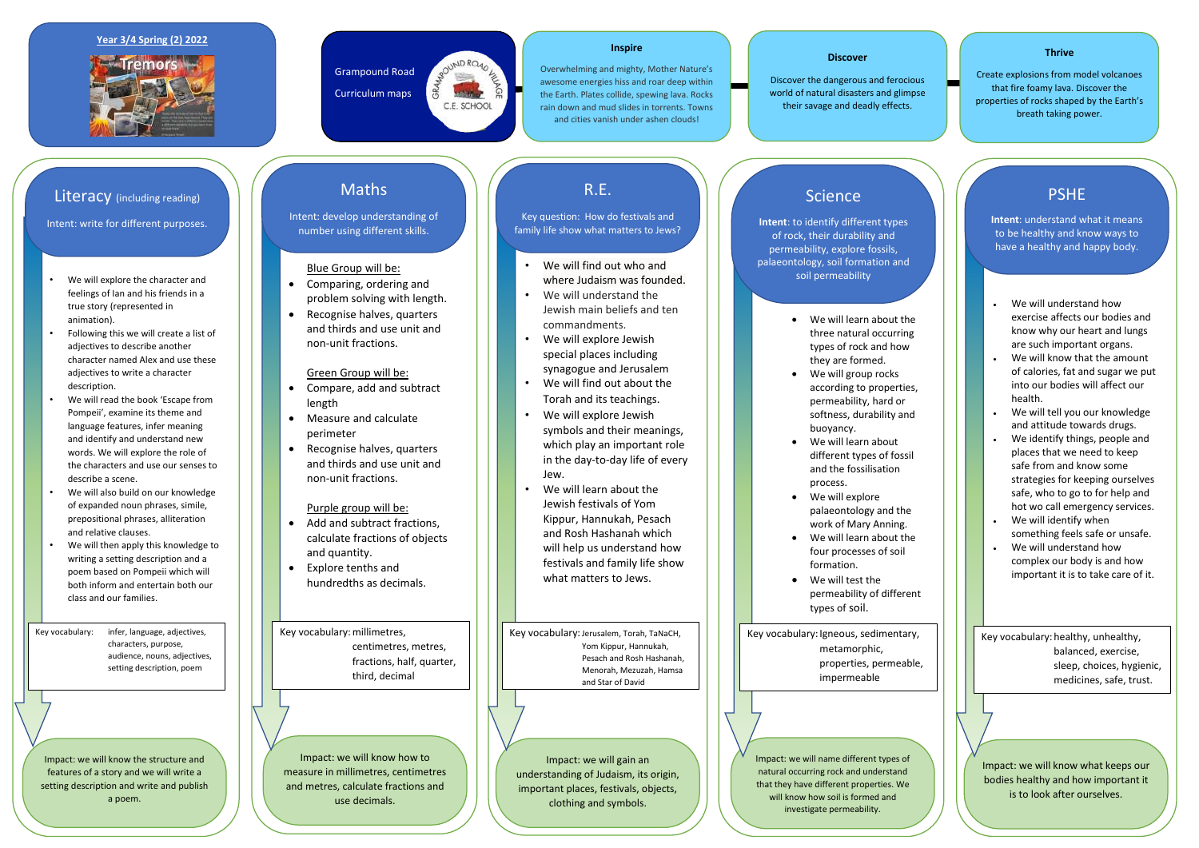**Year 3/4 Spring (2) 2022**

# Tremors

Grampound Road Curriculum maps

## Inspire

Overwhelming and mighty, Mother Nature's awesome energies hiss and roar deep within the Earth. Plates collide, spewing lava. Rocks rain down and mud slides in torrents. Towns and cities vanish under ashen clouds!

## Discover

Discover the dangerous and ferocious world of natural disasters and glimpse their savage and deadly effects.

## Thrive

Create explosions from model volcanoes that fire foamy lava. Discover the properties of rocks shaped by the Earth's breath taking power.

## Literacy (including reading)

Intent: write for different purposes.

- We will explore the character and feelings of Ian and his friends in a true story (represented in animation).
- Following this we will create a list of adjectives to describe another character named Alex and use these adjectives to write a character description.
- We will read the book 'Escape from Pompeii', examine its theme and language features, infer meaning and identify and understand new words. We will explore the role of the characters and use our senses to describe a scene.
- We will also build on our knowledge of expanded noun phrases, simile, prepositional phrases, alliteration and relative clauses.
- We will then apply this knowledge to writing a setting description and a poem based on Pompeii which will both inform and entertain both our class and our families.

Key vocabulary: infer, language, adjectives, characters, purpose, audience, nouns, adjectives, setting description, poem

Impact: we will know the structure and features of a story and we will write a setting description and write and publish a poem.

## Maths

Intent: develop understanding of number using different skills.

Blue Group will be:

- Comparing, ordering and problem solving with length.
- Recognise halves, quarters and thirds and use unit and non-unit fractions.

Green Group will be:

- Compare, add and subtract length
- Measure and calculate perimeter
- Recognise halves, quarters and thirds and use unit and non-unit fractions.

Purple group will be:

- Add and subtract fractions, calculate fractions of objects and quantity.
- Explore tenths and hundredths as decimals.

Key vocabulary: millimetres, centimetres, metres, fractions, half, quarter, third, decimal

Impact: we will know how to measure in millimetres, centimetres and metres, calculate fractions and use decimals.

## R.E.

Key question: How do festivals and family life show what matters to Jews?

- We will find out who and where Judaism was founded.
- We will understand the Jewish main beliefs and ten commandments.
- We will explore Jewish special places including synagogue and Jerusalem
- We will find out about the Torah and its teachings.
- We will explore Jewish symbols and their meanings, which play an important role in the day-to-day life of every Jew.
- We will learn about the Jewish festivals of Yom Kippur, Hannukah, Pesach and Rosh Hashanah which will help us understand how festivals and family life show what matters to Jews.

Key vocabulary: Jerusalem, Torah, TaNaCH, Yom Kippur, Hannukah, Pesach and Rosh Hashanah, Menorah, Mezuzah, Hamsa and Star of David

Impact: we will gain an understanding of Judaism, its origin, important places, festivals, objects, clothing and symbols.

## Science

**Intent**: to identify different types of rock, their durability and permeability, explore fossils, palaeontology, soil formation and soil permeability

- We will learn about the three natural occurring types of rock and how they are formed.
- We will group rocks according to properties, permeability, hard or softness, durability and buoyancy.
- We will learn about different types of fossil and the fossilisation process.
- We will explore palaeontology and the work of Mary Anning.
- We will learn about the four processes of soil formation.
- We will test the permeability of different types of soil.

Key vocabulary: Igneous, sedimentary, metamorphic, properties, permeable, impermeable

Impact: we will name different types of natural occurring rock and understand that they have different properties. We will know how soil is formed and investigate permeability.

## PSHE

**Intent**: understand what it means to be healthy and know ways to have a healthy and happy body.

- We will understand how exercise affects our bodies and know why our heart and lungs are such important organs.
- We will know that the amount of calories, fat and sugar we put into our bodies will affect our health.
- We will tell you our knowledge and attitude towards drugs.
- We identify things, people and places that we need to keep safe from and know some strategies for keeping ourselves safe, who to go to for help and hot wo call emergency services.
- We will identify when something feels safe or unsafe.
- We will understand how complex our body is and how important it is to take care of it.

Key vocabulary: healthy, unhealthy, balanced, exercise, sleep, choices, hygienic, medicines, safe, trust.

Impact: we will know what keeps our bodies healthy and how important it is to look after ourselves.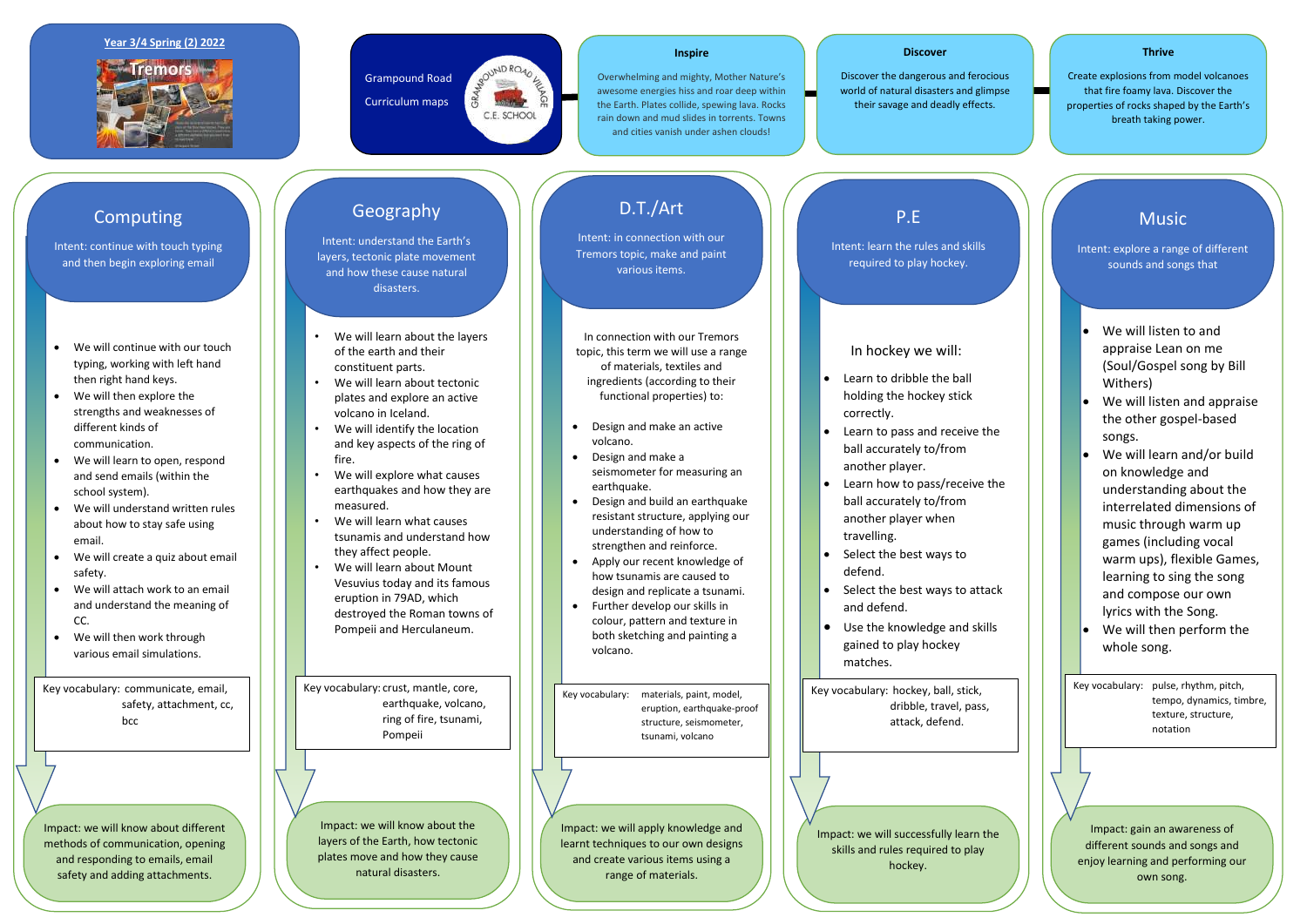**Year 3/4 Spring (2) 2022**

Tremors

Grampound Road Curriculum maps

GRAMPOUND ROAD VILLAGE C.E. SCHOOL

### Inspire

Overwhelming and mighty, Mother Nature's awesome energies hiss and roar deep within the Earth. Plates collide, spewing lava. Rocks rain down and mud slides in torrents. Towns and cities vanish under ashen clouds!

### Discover

Discover the dangerous and ferocious world of natural disasters and glimpse their savage and deadly effects.

### Thrive

Create explosions from model volcanoes that fire foamy lava. Discover the properties of rocks shaped by the Earth's breath taking power.

## Computing

Intent: continue with touch typing and then begin exploring email

- We will continue with our touch typing, working with left hand then right hand keys.
- We will then explore the strengths and weaknesses of different kinds of communication.
- We will learn to open, respond and send emails (within the school system).
- We will understand written rules about how to stay safe using email.
- We will create a quiz about email safety.
- We will attach work to an email and understand the meaning of CC.
- We will then work through various email simulations.

Key vocabulary: communicate, email, safety, attachment, cc, bcc

Impact: we will know about different methods of communication, opening and responding to emails, email safety and adding attachments.

## Geography

Intent: understand the Earth's layers, tectonic plate movement and how these cause natural disasters.

- We will learn about the layers of the earth and their constituent parts.
- We will learn about tectonic plates and explore an active volcano in Iceland.
- We will identify the location and key aspects of the ring of fire.
- We will explore what causes earthquakes and how they are measured.
- We will learn what causes tsunamis and understand how they affect people.
- We will learn about Mount Vesuvius today and its famous eruption in 79AD, which destroyed the Roman towns of Pompeii and Herculaneum.

Key vocabulary: crust, mantle, core, earthquake, volcano, ring of fire, tsunami, Pompeii

Impact: we will know about the layers of the Earth, how tectonic plates move and how they cause natural disasters.

## D.T./Art

Intent: in connection with our Tremors topic, make and paint various items.

In connection with our Tremors topic, this term we will use a range of materials, textiles and ingredients (according to their functional properties) to:

- Design and make an active volcano.
- Design and make a seismometer for measuring an earthquake.
- Design and build an earthquake resistant structure, applying our understanding of how to strengthen and reinforce.
- Apply our recent knowledge of how tsunamis are caused to design and replicate a tsunami.
- Further develop our skills in colour, pattern and texture in both sketching and painting a volcano.

Key vocabulary: materials, paint, model, eruption, earthquake-proof structure, seismometer, tsunami, volcano

Impact: we will apply knowledge and learnt techniques to our own designs and create various items using a range of materials.

## P.E

Intent: learn the rules and skills required to play hockey.

In hockey we will:

- Learn to dribble the ball holding the hockey stick correctly.
- Learn to pass and receive the ball accurately to/from another player.
- Learn how to pass/receive the ball accurately to/from another player when travelling.
- Select the best ways to defend.
- Select the best ways to attack and defend.
- Use the knowledge and skills gained to play hockey matches.

Key vocabulary: hockey, ball, stick, dribble, travel, pass, attack, defend.

Impact: we will successfully learn the skills and rules required to play hockey.

## Music

Intent: explore a range of different sounds and songs that

- We will listen to and appraise Lean on me (Soul/Gospel song by Bill Withers)
- We will listen and appraise the other gospel-based songs.
- We will learn and/or build on knowledge and understanding about the interrelated dimensions of music through warm up games (including vocal warm ups), flexible Games, learning to sing the song and compose our own lyrics with the Song.
- We will then perform the whole song.

Key vocabulary: pulse, rhythm, pitch, tempo, dynamics, timbre, texture, structure, notation

Impact: gain an awareness of different sounds and songs and enjoy learning and performing our own song.